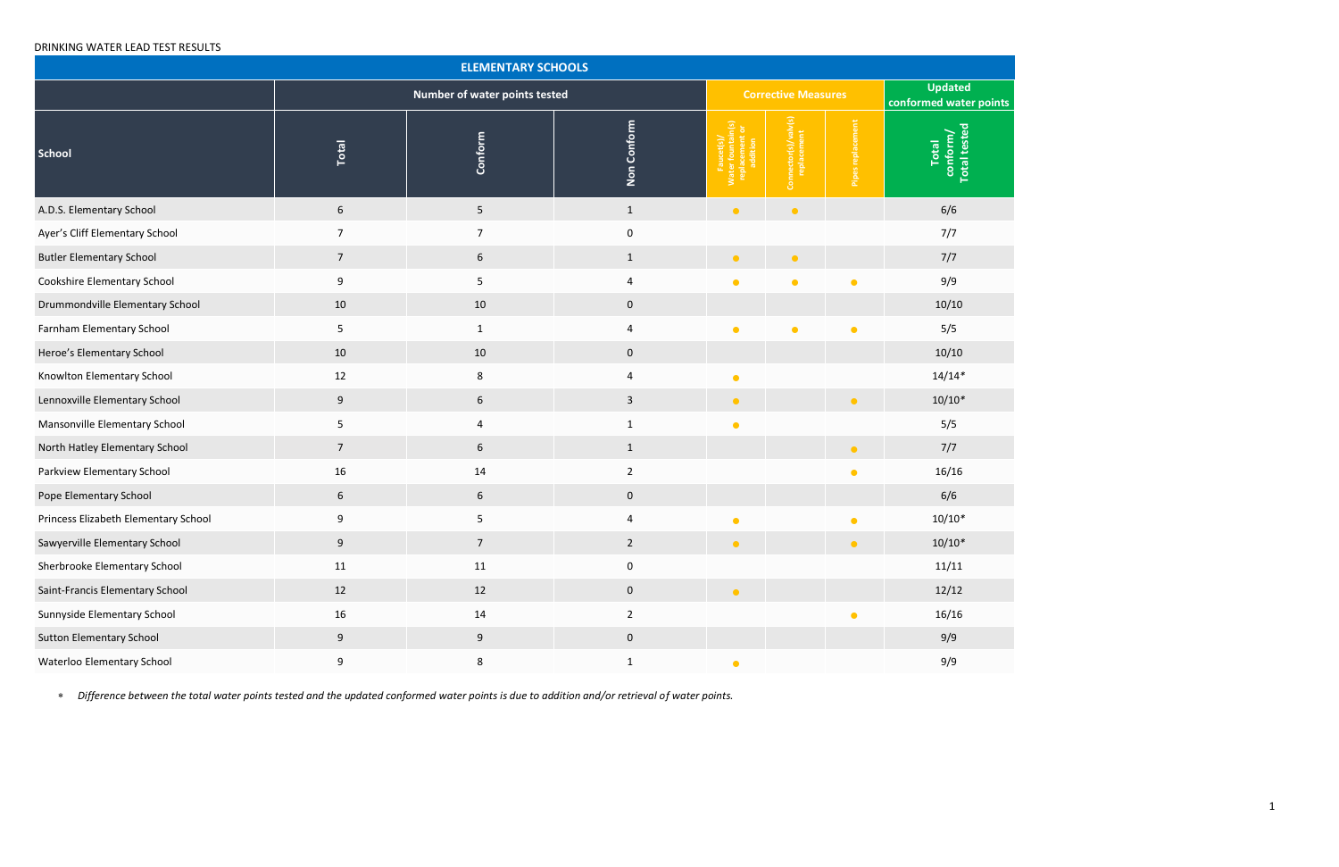DRINKING WATER LEAD TEST RESULTS

| ELEMENTARY SCHOOLS | | | | | | | |
|---|---|---|---|---|---|---|---|
| | Number of water points tested | | | Corrective Measures | | | Updated conformed water points |
| School | Total | Conform | Non Conform | Faucet(s)/ Water fountain(s) replacement or addition | Connector(s)/ valv(s) replacement | Pipes replacement | Total conform/ Total tested |
| A.D.S. Elementary School | 6 | 5 | 1 | ● | ● | | 6/6 |
| Ayer's Cliff Elementary School | 7 | 7 | 0 | | | | 7/7 |
| Butler Elementary School | 7 | 6 | 1 | ● | ● | | 7/7 |
| Cookshire Elementary School | 9 | 5 | 4 | ● | ● | ● | 9/9 |
| Drummondville Elementary School | 10 | 10 | 0 | | | | 10/10 |
| Farnham Elementary School | 5 | 1 | 4 | ● | ● | ● | 5/5 |
| Heroe's Elementary School | 10 | 10 | 0 | | | | 10/10 |
| Knowlton Elementary School | 12 | 8 | 4 | ● | | | 14/14* |
| Lennoxville Elementary School | 9 | 6 | 3 | ● | | ● | 10/10* |
| Mansonville Elementary School | 5 | 4 | 1 | ● | | | 5/5 |
| North Hatley Elementary School | 7 | 6 | 1 | | | ● | 7/7 |
| Parkview Elementary School | 16 | 14 | 2 | | | ● | 16/16 |
| Pope Elementary School | 6 | 6 | 0 | | | | 6/6 |
| Princess Elizabeth Elementary School | 9 | 5 | 4 | ● | | ● | 10/10* |
| Sawyerville Elementary School | 9 | 7 | 2 | ● | | ● | 10/10* |
| Sherbrooke Elementary School | 11 | 11 | 0 | | | | 11/11 |
| Saint-Francis Elementary School | 12 | 12 | 0 | ● | | | 12/12 |
| Sunnyside Elementary School | 16 | 14 | 2 | | | ● | 16/16 |
| Sutton Elementary School | 9 | 9 | 0 | | | | 9/9 |
| Waterloo Elementary School | 9 | 8 | 1 | ● | | | 9/9 |

* *Difference between the total water points tested and the updated conformed water points is due to addition and/or retrieval of water points.*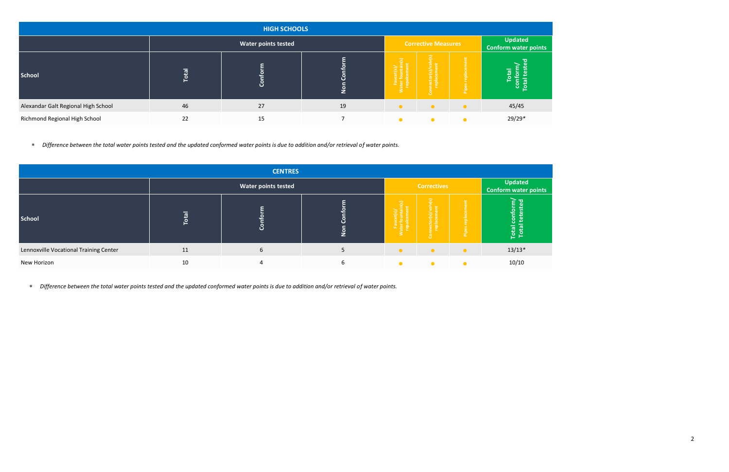| HIGH SCHOOLS | | | | | | | |
|---|---|---|---|---|---|---|---|
| | Water points tested | | | Corrective Measures | | | Updated Conform water points |
| School | Total | Conform | Non Conform | Faucet(s)/ Water fountain(s) repalcement | Connector(s)/valv(s) replacement | Pipes replacement | Total conform/ Total tested |
| Alexandar Galt Regional High School | 46 | 27 | 19 | ● | ● | ● | 45/45 |
| Richmond Regional High School | 22 | 15 | 7 | ● | ● | ● | 29/29* |

* *Difference between the total water points tested and the updated conformed water points is due to addition and/or retrieval of water points.*

| CENTRES | | | | | | | |
|---|---|---|---|---|---|---|---|
| | Water points tested | | | Correctives | | | Updated Conform water points |
| School | Total | Conform | Non Conform | Faucet(s)/ Water fountain(s) repalcement | Connector(s)/valv(s) replacement | Pipes replacement | Total conform/ Total tetested |
| Lennoxville Vocational Training Center | 11 | 6 | 5 | ● | ● | ● | 13/13* |
| New Horizon | 10 | 4 | 6 | ● | ● | ● | 10/10 |

* *Difference between the total water points tested and the updated conformed water points is due to addition and/or retrieval of water points.*